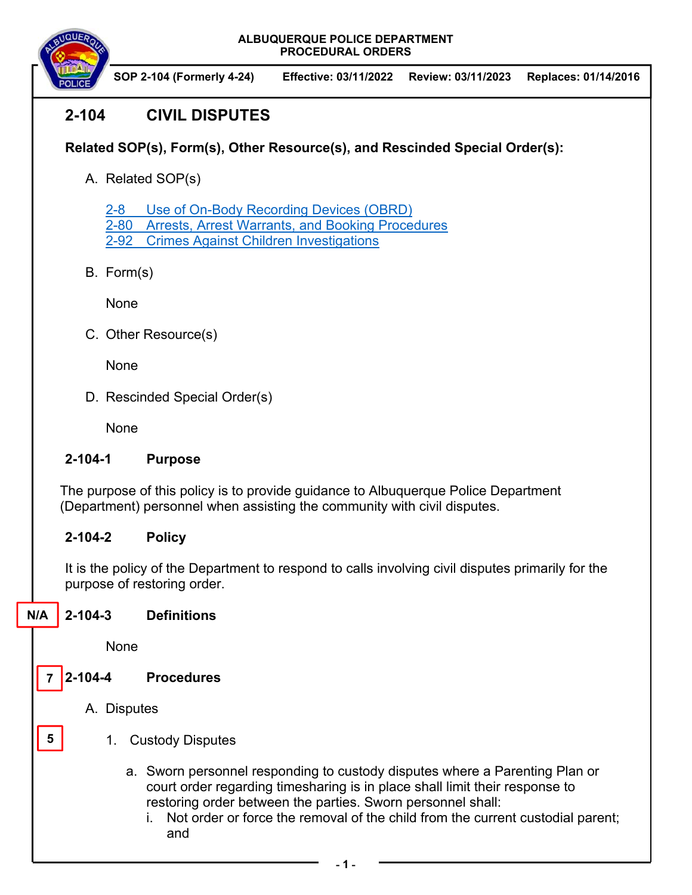ALBUQUERQUE POLICE DEPARTMENT
PROCEDURAL ORDERS

| SOP 2-104 (Formerly 4-24) | Effective: 03/11/2022 | Review: 03/11/2023 | Replaces: 01/14/2016 |
|---|---|---|---|

# 2-104 CIVIL DISPUTES

**Related SOP(s), Form(s), Other Resource(s), and Rescinded Special Order(s):**

A. Related SOP(s)

2-8 Use of On-Body Recording Devices (OBRD)
2-80 Arrests, Arrest Warrants, and Booking Procedures
2-92 Crimes Against Children Investigations

B. Form(s)

None

C. Other Resource(s)

None

D. Rescinded Special Order(s)

None

## 2-104-1 Purpose

The purpose of this policy is to provide guidance to Albuquerque Police Department (Department) personnel when assisting the community with civil disputes.

## 2-104-2 Policy

It is the policy of the Department to respond to calls involving civil disputes primarily for the purpose of restoring order.

N/A

## 2-104-3 Definitions

None

7

## 2-104-4 Procedures

A. Disputes

5

1. Custody Disputes

   a. Sworn personnel responding to custody disputes where a Parenting Plan or court order regarding timesharing is in place shall limit their response to restoring order between the parties. Sworn personnel shall:

      i. Not order or force the removal of the child from the current custodial parent; and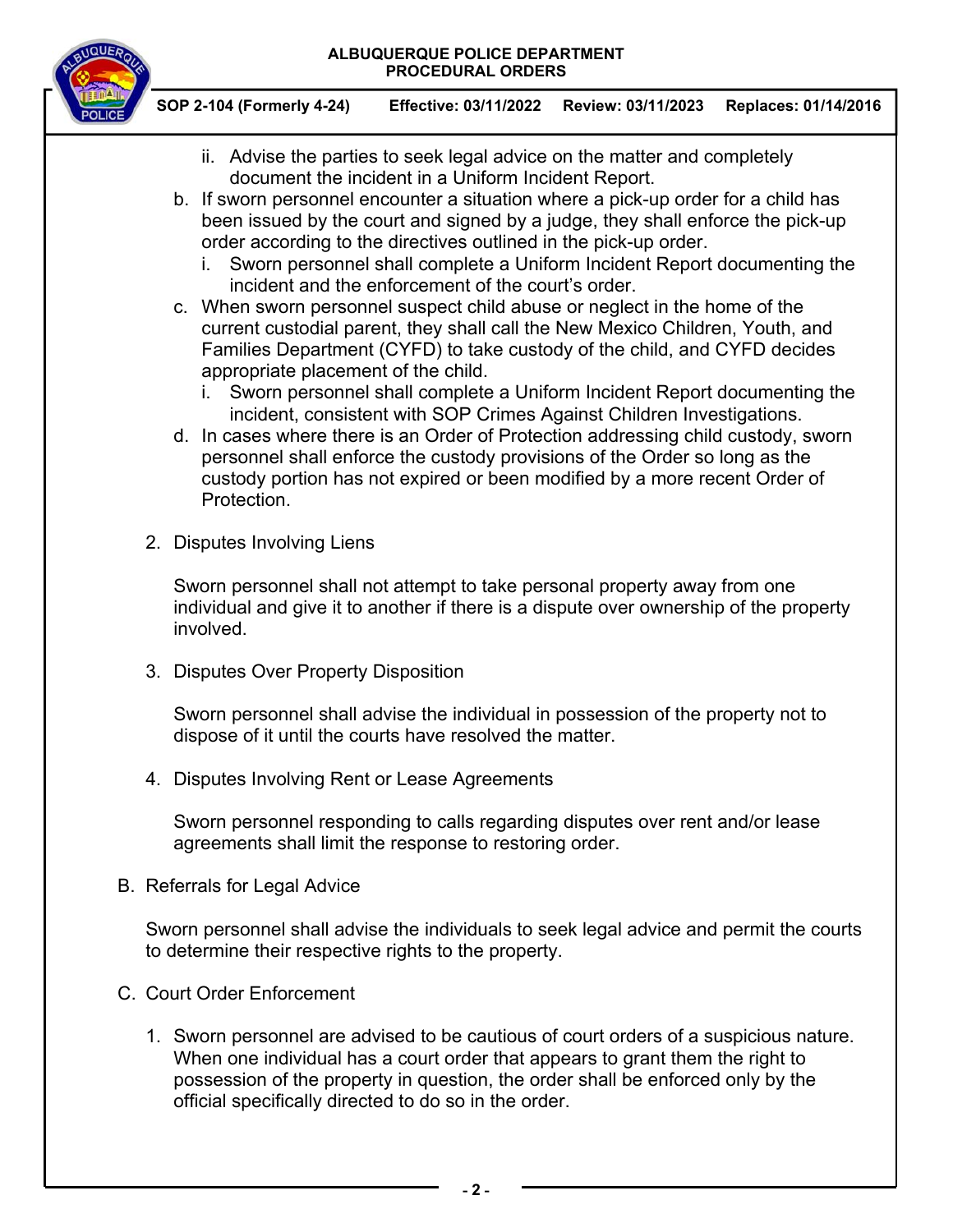ii. Advise the parties to seek legal advice on the matter and completely document the incident in a Uniform Incident Report.

   b. If sworn personnel encounter a situation where a pick-up order for a child has been issued by the court and signed by a judge, they shall enforce the pick-up order according to the directives outlined in the pick-up order.

      i. Sworn personnel shall complete a Uniform Incident Report documenting the incident and the enforcement of the court's order.

   c. When sworn personnel suspect child abuse or neglect in the home of the current custodial parent, they shall call the New Mexico Children, Youth, and Families Department (CYFD) to take custody of the child, and CYFD decides appropriate placement of the child.

      i. Sworn personnel shall complete a Uniform Incident Report documenting the incident, consistent with SOP Crimes Against Children Investigations.

   d. In cases where there is an Order of Protection addressing child custody, sworn personnel shall enforce the custody provisions of the Order so long as the custody portion has not expired or been modified by a more recent Order of Protection.

2. Disputes Involving Liens

   Sworn personnel shall not attempt to take personal property away from one individual and give it to another if there is a dispute over ownership of the property involved.

3. Disputes Over Property Disposition

   Sworn personnel shall advise the individual in possession of the property not to dispose of it until the courts have resolved the matter.

4. Disputes Involving Rent or Lease Agreements

   Sworn personnel responding to calls regarding disputes over rent and/or lease agreements shall limit the response to restoring order.

B. Referrals for Legal Advice

   Sworn personnel shall advise the individuals to seek legal advice and permit the courts to determine their respective rights to the property.

C. Court Order Enforcement

   1. Sworn personnel are advised to be cautious of court orders of a suspicious nature. When one individual has a court order that appears to grant them the right to possession of the property in question, the order shall be enforced only by the official specifically directed to do so in the order.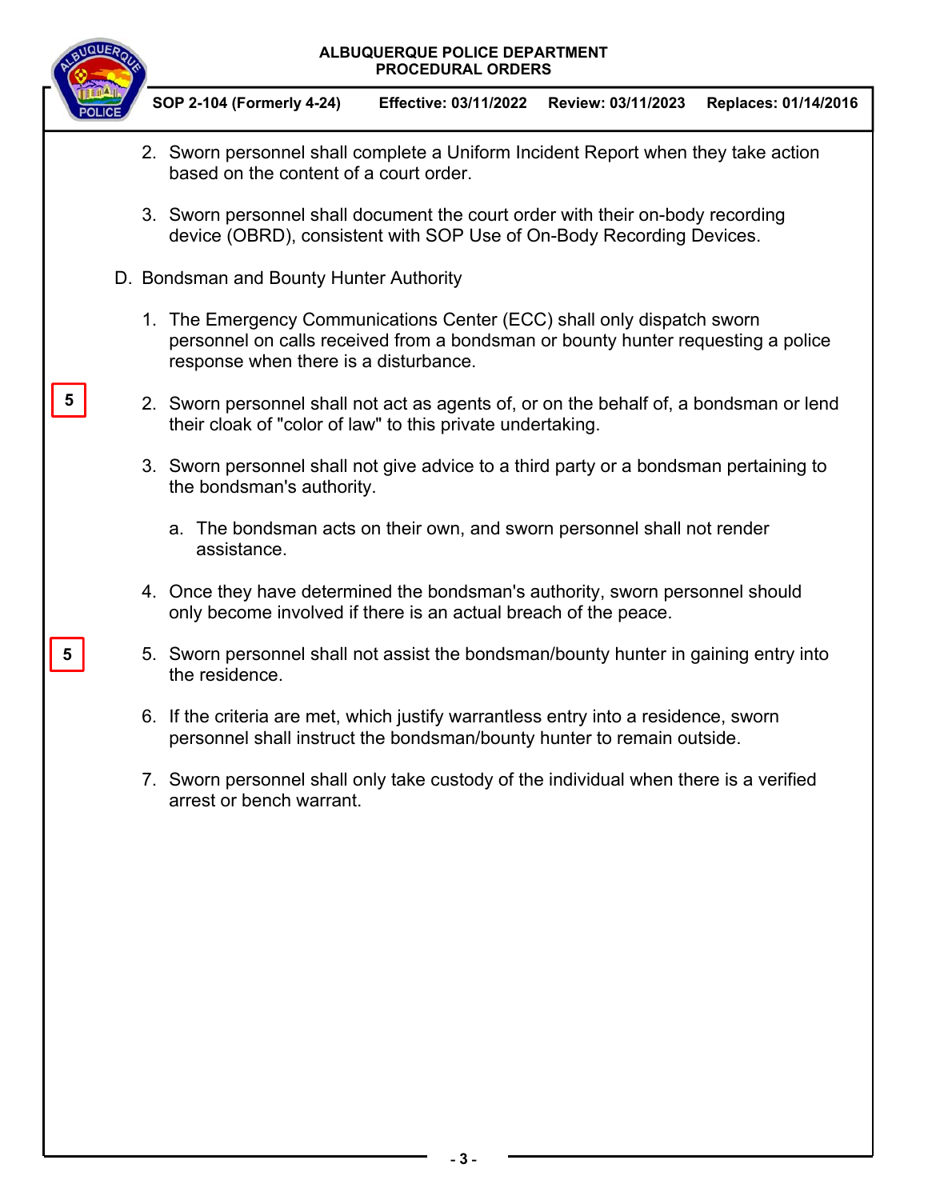2. Sworn personnel shall complete a Uniform Incident Report when they take action based on the content of a court order.

3. Sworn personnel shall document the court order with their on-body recording device (OBRD), consistent with SOP Use of On-Body Recording Devices.

D. Bondsman and Bounty Hunter Authority

1. The Emergency Communications Center (ECC) shall only dispatch sworn personnel on calls received from a bondsman or bounty hunter requesting a police response when there is a disturbance.

5

2. Sworn personnel shall not act as agents of, or on the behalf of, a bondsman or lend their cloak of "color of law" to this private undertaking.

3. Sworn personnel shall not give advice to a third party or a bondsman pertaining to the bondsman's authority.

   a. The bondsman acts on their own, and sworn personnel shall not render assistance.

4. Once they have determined the bondsman's authority, sworn personnel should only become involved if there is an actual breach of the peace.

5

5. Sworn personnel shall not assist the bondsman/bounty hunter in gaining entry into the residence.

6. If the criteria are met, which justify warrantless entry into a residence, sworn personnel shall instruct the bondsman/bounty hunter to remain outside.

7. Sworn personnel shall only take custody of the individual when there is a verified arrest or bench warrant.